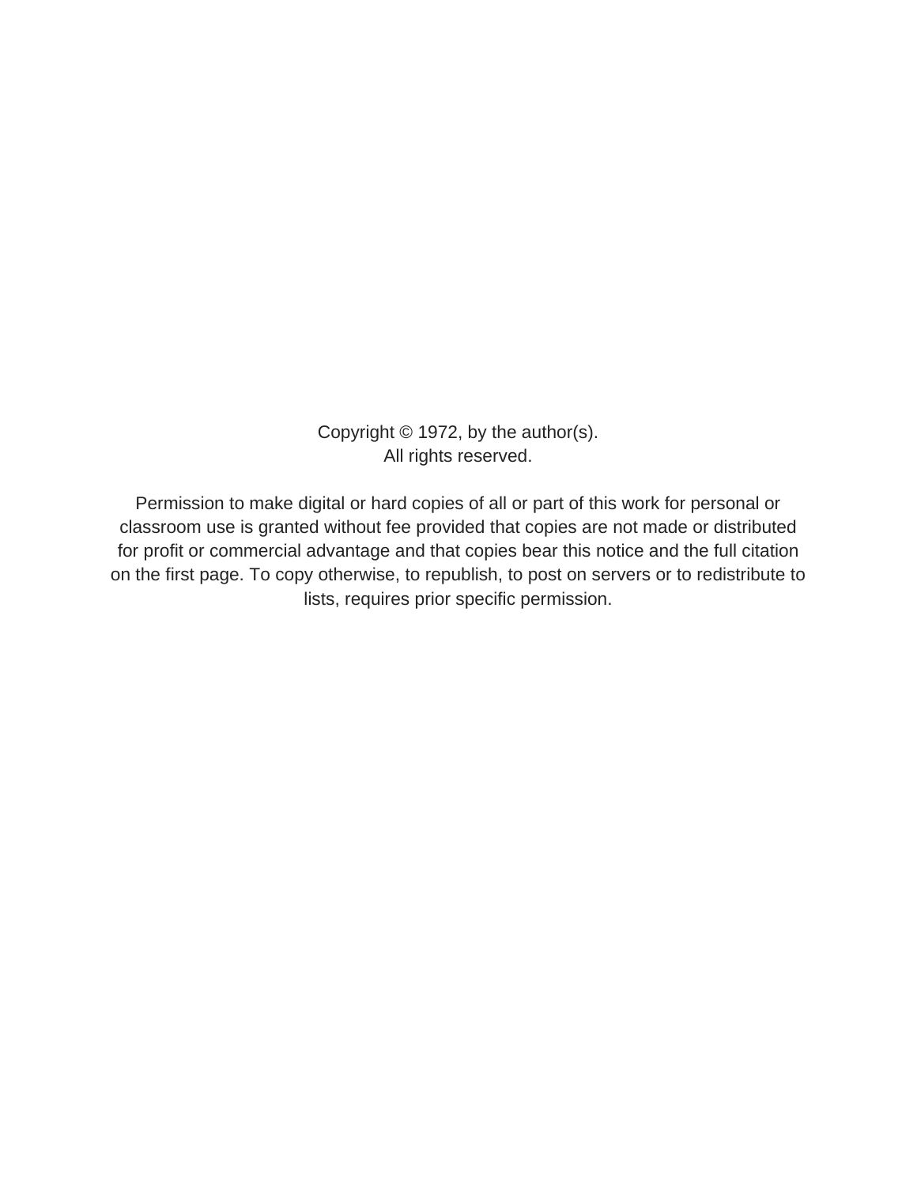Copyright © 1972, by the author(s).
All rights reserved.

Permission to make digital or hard copies of all or part of this work for personal or classroom use is granted without fee provided that copies are not made or distributed for profit or commercial advantage and that copies bear this notice and the full citation on the first page. To copy otherwise, to republish, to post on servers or to redistribute to lists, requires prior specific permission.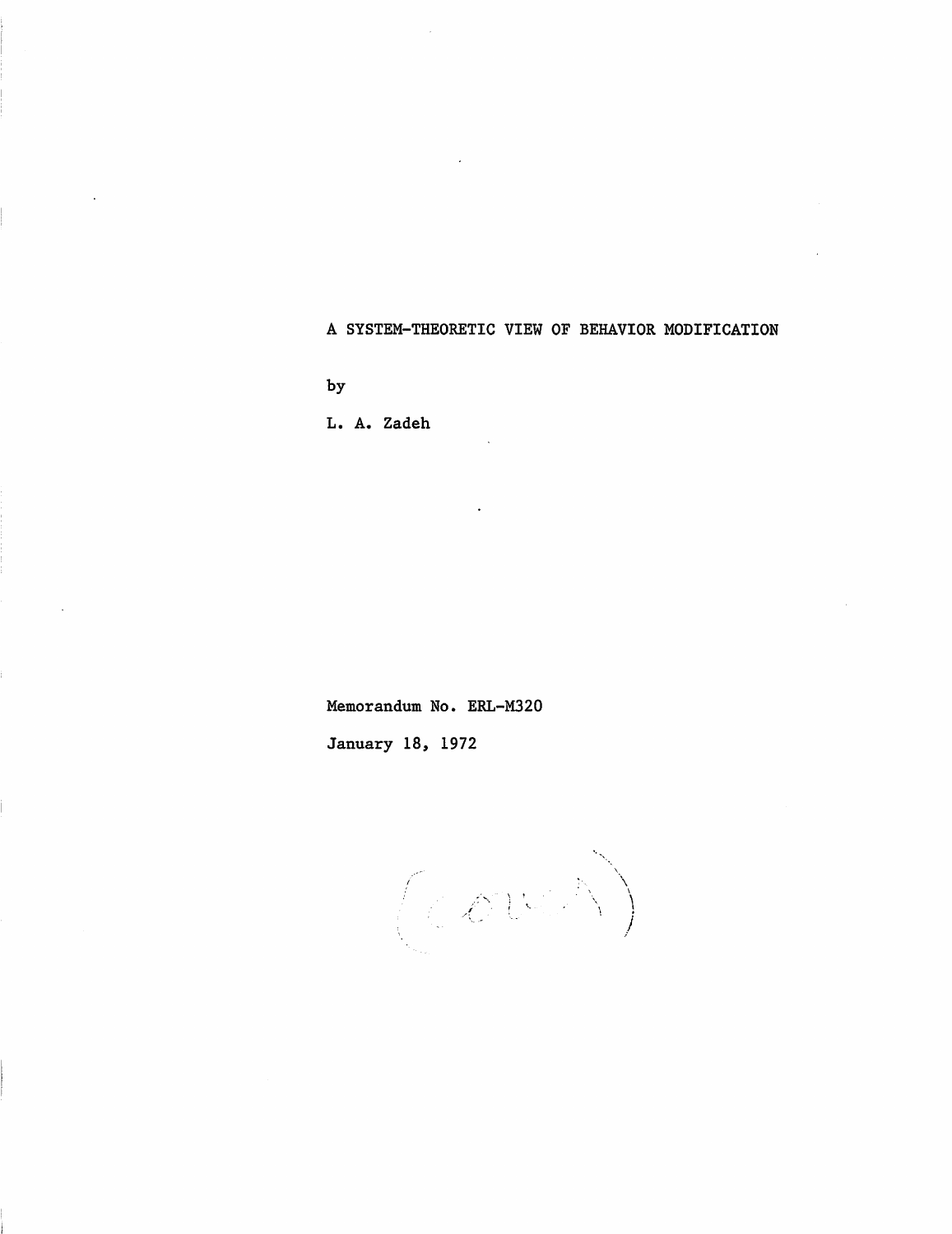# A SYSTEM-THEORETIC VIEW OF BEHAVIOR MODIFICATION

by

L. A. Zadeh

Memorandum No. ERL-M320

January 18, 1972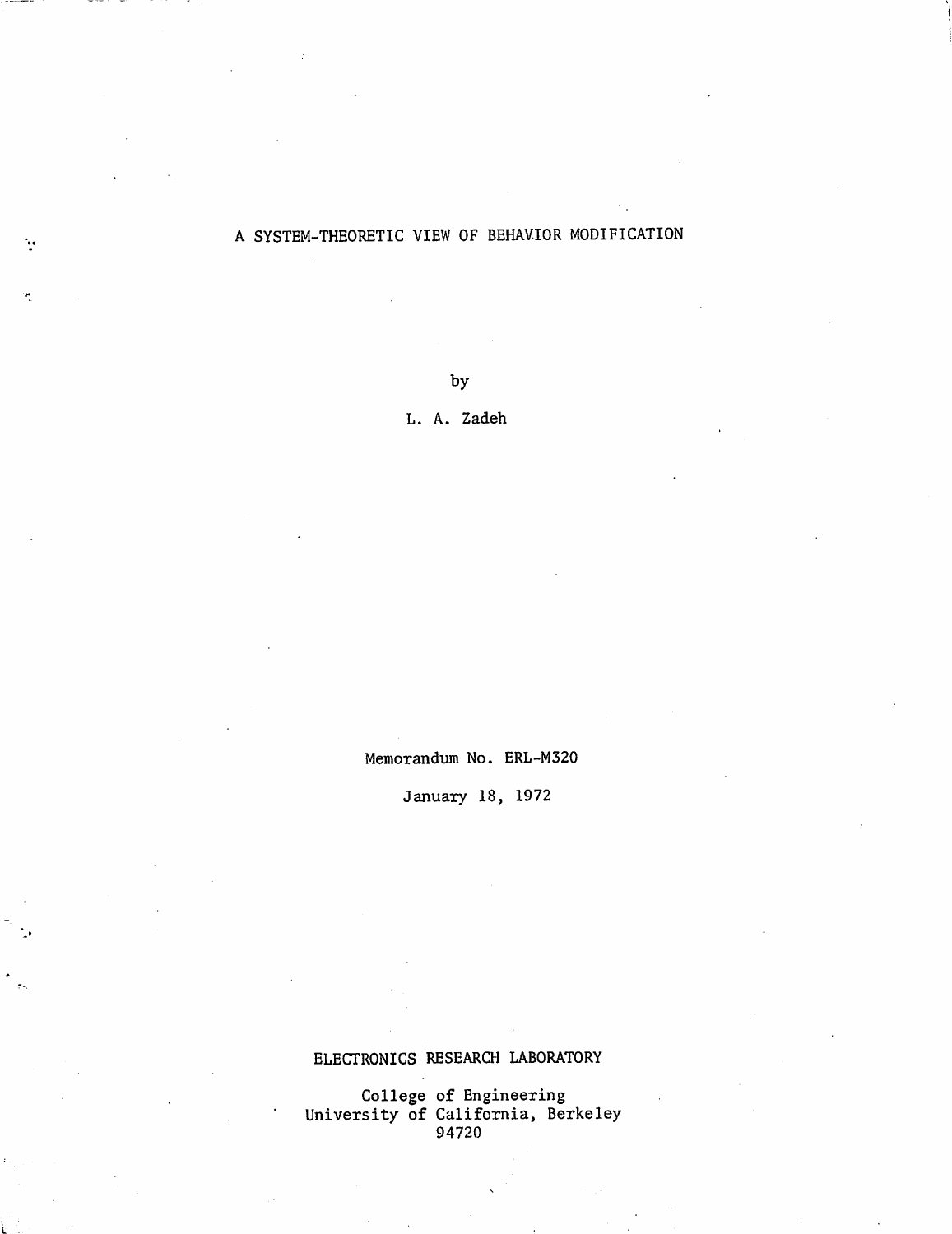# A SYSTEM-THEORETIC VIEW OF BEHAVIOR MODIFICATION

by

L. A. Zadeh

Memorandum No. ERL-M320

January 18, 1972

ELECTRONICS RESEARCH LABORATORY

College of Engineering
University of California, Berkeley
94720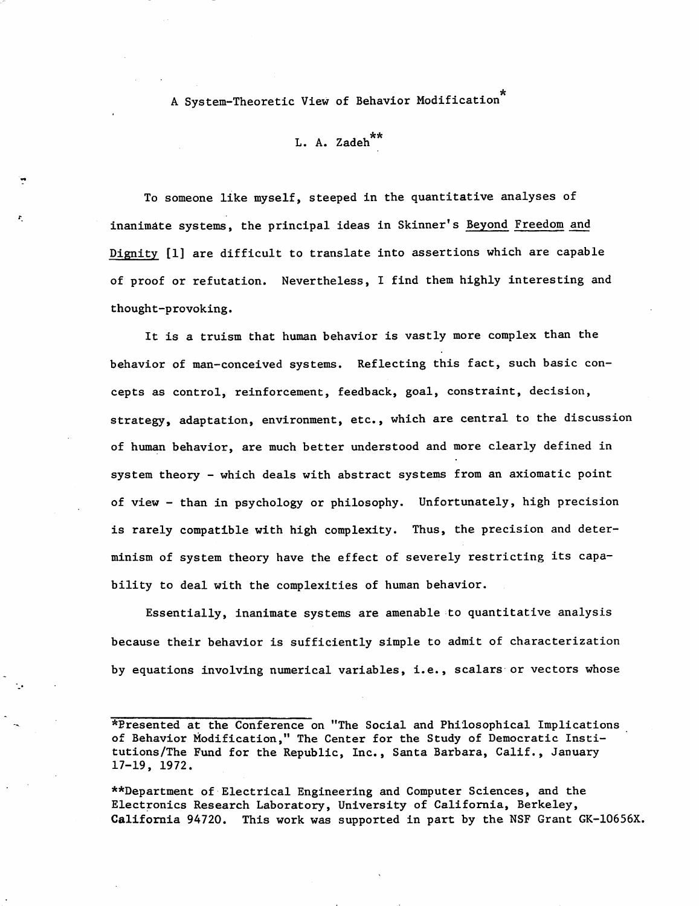# A System-Theoretic View of Behavior Modification*

L. A. Zadeh**

To someone like myself, steeped in the quantitative analyses of inanimate systems, the principal ideas in Skinner's Beyond Freedom and Dignity [1] are difficult to translate into assertions which are capable of proof or refutation. Nevertheless, I find them highly interesting and thought-provoking.

It is a truism that human behavior is vastly more complex than the behavior of man-conceived systems. Reflecting this fact, such basic concepts as control, reinforcement, feedback, goal, constraint, decision, strategy, adaptation, environment, etc., which are central to the discussion of human behavior, are much better understood and more clearly defined in system theory - which deals with abstract systems from an axiomatic point of view - than in psychology or philosophy. Unfortunately, high precision is rarely compatible with high complexity. Thus, the precision and determinism of system theory have the effect of severely restricting its capability to deal with the complexities of human behavior.

Essentially, inanimate systems are amenable to quantitative analysis because their behavior is sufficiently simple to admit of characterization by equations involving numerical variables, i.e., scalars or vectors whose

---

*Presented at the Conference on "The Social and Philosophical Implications of Behavior Modification," The Center for the Study of Democratic Institutions/The Fund for the Republic, Inc., Santa Barbara, Calif., January 17-19, 1972.

**Department of Electrical Engineering and Computer Sciences, and the Electronics Research Laboratory, University of California, Berkeley, California 94720. This work was supported in part by the NSF Grant GK-10656X.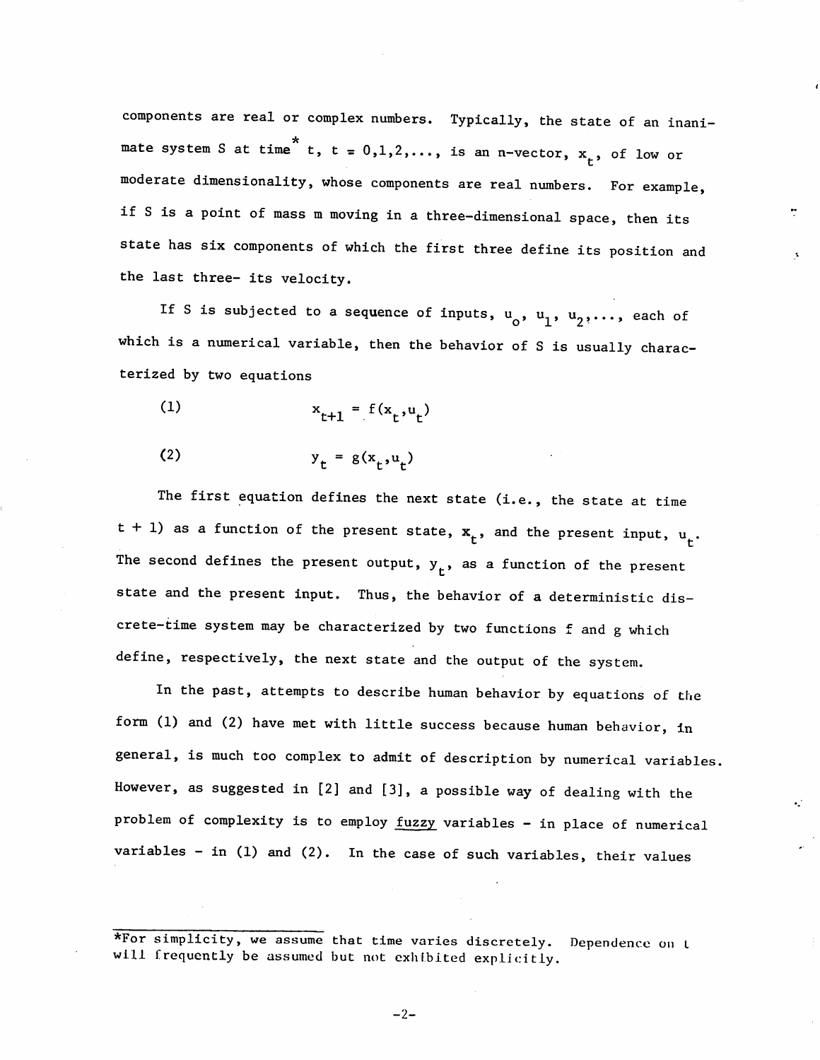components are real or complex numbers. Typically, the state of an inanimate system S at time* $t$, $t = 0,1,2,\ldots$, is an n-vector, $x_t$, of low or moderate dimensionality, whose components are real numbers. For example, if S is a point of mass m moving in a three-dimensional space, then its state has six components of which the first three define its position and the last three- its velocity.

If S is subjected to a sequence of inputs, $u_o$, $u_1$, $u_2, \ldots$, each of which is a numerical variable, then the behavior of S is usually characterized by two equations

$$x_{t+1} = f(x_t, u_t) \tag{1}$$

$$y_t = g(x_t, u_t) \tag{2}$$

The first equation defines the next state (i.e., the state at time $t + 1$) as a function of the present state, $x_t$, and the present input, $u_t$. The second defines the present output, $y_t$, as a function of the present state and the present input. Thus, the behavior of a deterministic discrete-time system may be characterized by two functions f and g which define, respectively, the next state and the output of the system.

In the past, attempts to describe human behavior by equations of the form (1) and (2) have met with little success because human behavior, in general, is much too complex to admit of description by numerical variables. However, as suggested in [2] and [3], a possible way of dealing with the problem of complexity is to employ <u>fuzzy</u> variables - in place of numerical variables - in (1) and (2). In the case of such variables, their values

*For simplicity, we assume that time varies discretely. Dependence on t will frequently be assumed but not exhibited explicitly.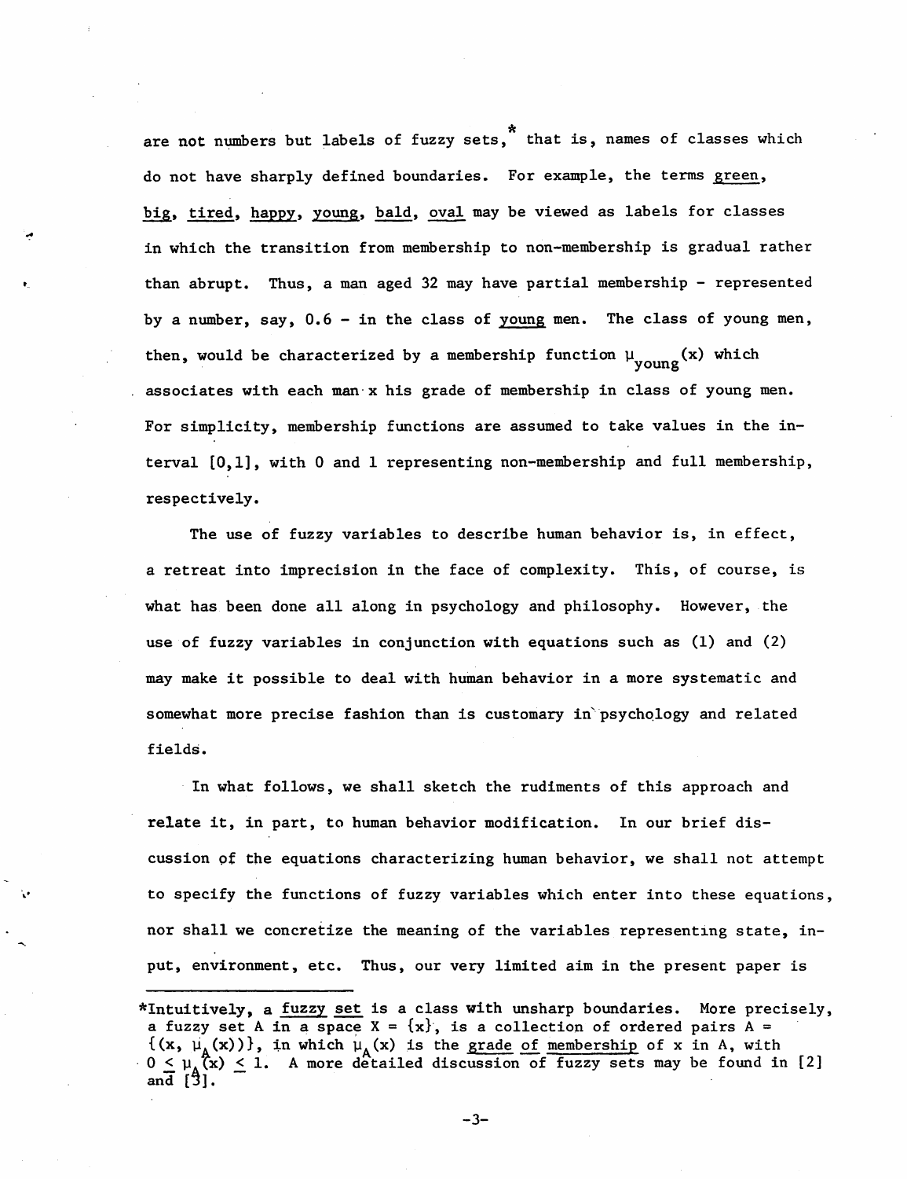are not numbers but labels of fuzzy sets,* that is, names of classes which do not have sharply defined boundaries. For example, the terms _green_, _big_, _tired_, _happy_, _young_, _bald_, _oval_ may be viewed as labels for classes in which the transition from membership to non-membership is gradual rather than abrupt. Thus, a man aged 32 may have partial membership - represented by a number, say, 0.6 - in the class of _young_ men. The class of young men, then, would be characterized by a membership function $\mu_{young}(x)$ which associates with each man x his grade of membership in class of young men. For simplicity, membership functions are assumed to take values in the interval [0,1], with 0 and 1 representing non-membership and full membership, respectively.

The use of fuzzy variables to describe human behavior is, in effect, a retreat into imprecision in the face of complexity. This, of course, is what has been done all along in psychology and philosophy. However, the use of fuzzy variables in conjunction with equations such as (1) and (2) may make it possible to deal with human behavior in a more systematic and somewhat more precise fashion than is customary in psychology and related fields.

In what follows, we shall sketch the rudiments of this approach and relate it, in part, to human behavior modification. In our brief discussion of the equations characterizing human behavior, we shall not attempt to specify the functions of fuzzy variables which enter into these equations, nor shall we concretize the meaning of the variables representing state, input, environment, etc. Thus, our very limited aim in the present paper is

---

*Intuitively, a _fuzzy set_ is a class with unsharp boundaries. More precisely, a fuzzy set A in a space $X = \{x\}$, is a collection of ordered pairs $A = \{(x, \mu_A(x))\}$, in which $\mu_A(x)$ is the _grade of membership_ of x in A, with $0 \leq \mu_A(x) \leq 1$. A more detailed discussion of fuzzy sets may be found in [2] and [3].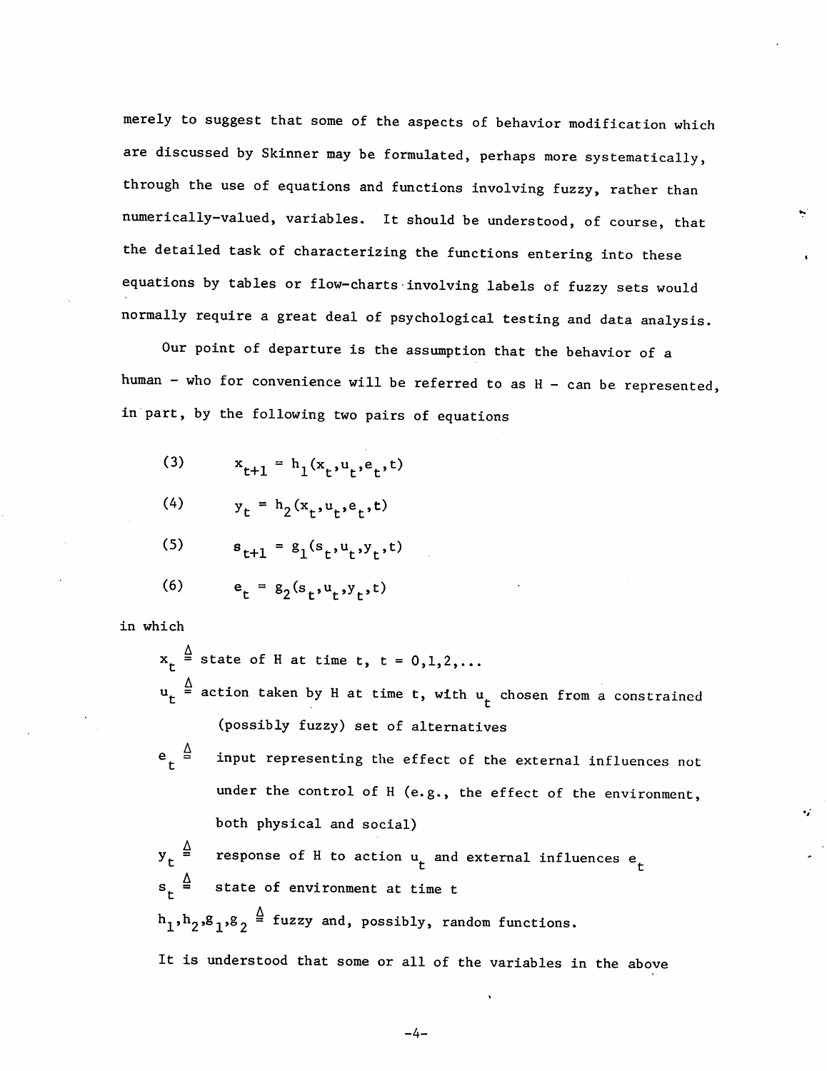merely to suggest that some of the aspects of behavior modification which are discussed by Skinner may be formulated, perhaps more systematically, through the use of equations and functions involving fuzzy, rather than numerically-valued, variables. It should be understood, of course, that the detailed task of characterizing the functions entering into these equations by tables or flow-charts involving labels of fuzzy sets would normally require a great deal of psychological testing and data analysis.

Our point of departure is the assumption that the behavior of a human - who for convenience will be referred to as H - can be represented, in part, by the following two pairs of equations

$$x_{t+1} = h_1(x_t, u_t, e_t, t) \tag{3}$$

$$y_t = h_2(x_t, u_t, e_t, t) \tag{4}$$

$$s_{t+1} = g_1(s_t, u_t, y_t, t) \tag{5}$$

$$e_t = g_2(s_t, u_t, y_t, t) \tag{6}$$

in which

$x_t \triangleq$ state of H at time t, $t = 0,1,2,\ldots$

$u_t \triangleq$ action taken by H at time t, with $u_t$ chosen from a constrained (possibly fuzzy) set of alternatives

$e_t \triangleq$ input representing the effect of the external influences not under the control of H (e.g., the effect of the environment, both physical and social)

$y_t \triangleq$ response of H to action $u_t$ and external influences $e_t$

$s_t \triangleq$ state of environment at time t

$h_1, h_2, g_1, g_2 \triangleq$ fuzzy and, possibly, random functions.

It is understood that some or all of the variables in the above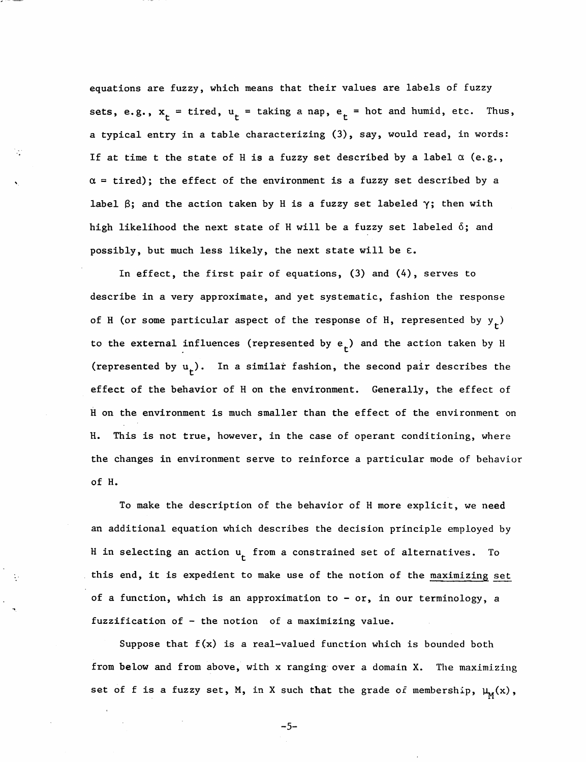equations are fuzzy, which means that their values are labels of fuzzy sets, e.g., $x_t$ = tired, $u_t$ = taking a nap, $e_t$ = hot and humid, etc. Thus, a typical entry in a table characterizing (3), say, would read, in words: If at time t the state of H is a fuzzy set described by a label $\alpha$ (e.g., $\alpha$ = tired); the effect of the environment is a fuzzy set described by a label $\beta$; and the action taken by H is a fuzzy set labeled $\gamma$; then with high likelihood the next state of H will be a fuzzy set labeled $\delta$; and possibly, but much less likely, the next state will be $\varepsilon$.

In effect, the first pair of equations, (3) and (4), serves to describe in a very approximate, and yet systematic, fashion the response of H (or some particular aspect of the response of H, represented by $y_t$) to the external influences (represented by $e_t$) and the action taken by H (represented by $u_t$). In a similar fashion, the second pair describes the effect of the behavior of H on the environment. Generally, the effect of H on the environment is much smaller than the effect of the environment on H. This is not true, however, in the case of operant conditioning, where the changes in environment serve to reinforce a particular mode of behavior of H.

To make the description of the behavior of H more explicit, we need an additional equation which describes the decision principle employed by H in selecting an action $u_t$ from a constrained set of alternatives. To this end, it is expedient to make use of the notion of the <u>maximizing set</u> of a function, which is an approximation to – or, in our terminology, a fuzzification of – the notion of a maximizing value.

Suppose that $f(x)$ is a real-valued function which is bounded both from below and from above, with x ranging over a domain X. The maximizing set of f is a fuzzy set, M, in X such that the grade of membership, $\mu_M(x)$,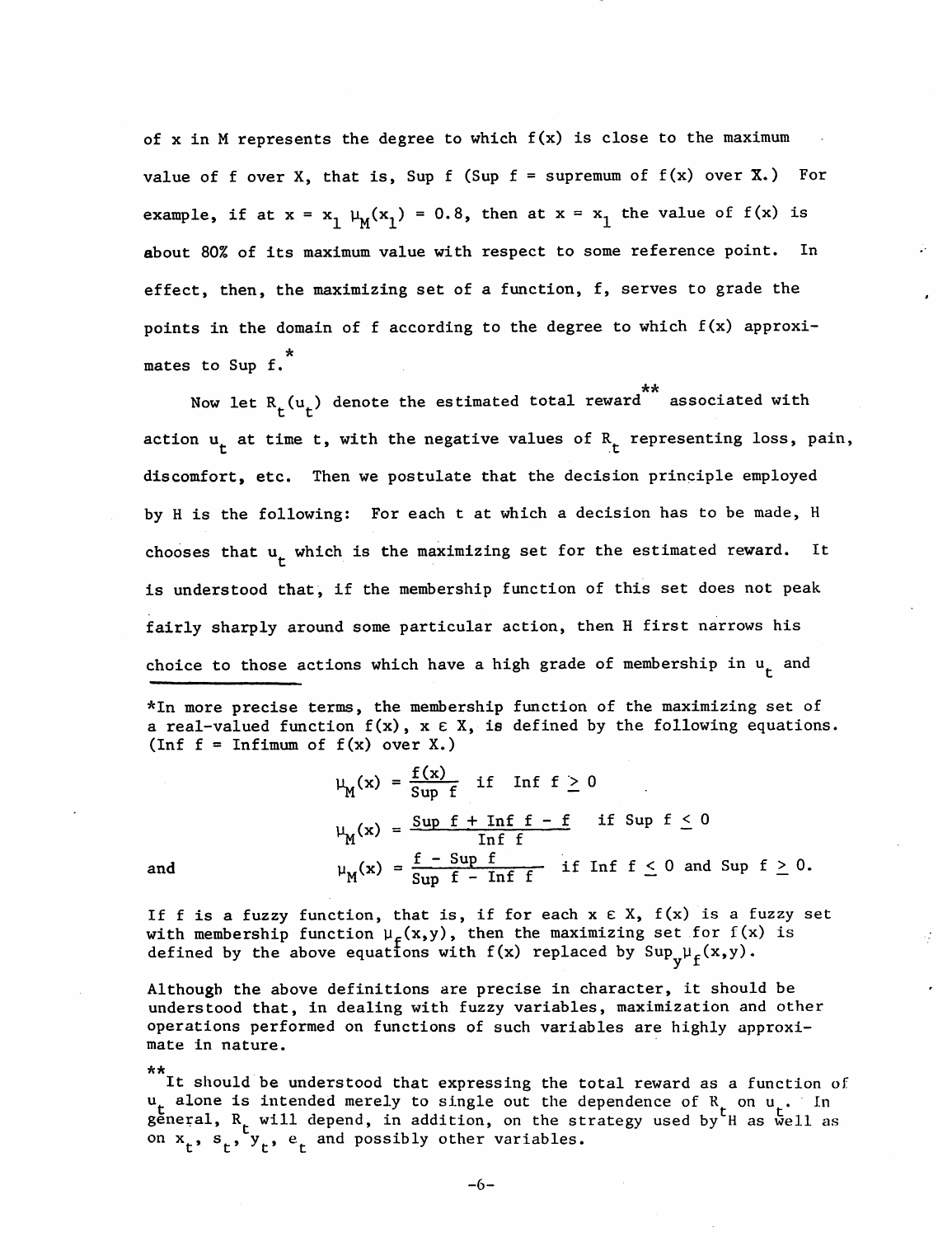of x in M represents the degree to which $f(x)$ is close to the maximum value of f over X, that is, Sup f (Sup f = supremum of $f(x)$ over X.) For example, if at $x = x_1$ $\mu_M(x_1) = 0.8$, then at $x = x_1$ the value of $f(x)$ is about 80% of its maximum value with respect to some reference point. In effect, then, the maximizing set of a function, f, serves to grade the points in the domain of f according to the degree to which $f(x)$ approximates to Sup f.*

Now let $R_t(u_t)$ denote the estimated total reward** associated with action $u_t$ at time t, with the negative values of $R_t$ representing loss, pain, discomfort, etc. Then we postulate that the decision principle employed by H is the following: For each t at which a decision has to be made, H chooses that $u_t$ which is the maximizing set for the estimated reward. It is understood that, if the membership function of this set does not peak fairly sharply around some particular action, then H first narrows his choice to those actions which have a high grade of membership in $u_t$ and

---

*In more precise terms, the membership function of the maximizing set of a real-valued function $f(x)$, $x \in X$, is defined by the following equations. (Inf f = Infimum of $f(x)$ over X.)

$$\mu_M(x) = \frac{f(x)}{\text{Sup } f} \quad \text{if} \quad \text{Inf } f \geq 0$$

$$\mu_M(x) = \frac{\text{Sup } f + \text{Inf } f - f}{\text{Inf } f} \quad \text{if Sup } f \leq 0$$

and

$$\mu_M(x) = \frac{f - \text{Sup } f}{\text{Sup } f - \text{Inf } f} \quad \text{if Inf } f \leq 0 \text{ and Sup } f \geq 0.$$

If f is a fuzzy function, that is, if for each $x \in X$, $f(x)$ is a fuzzy set with membership function $\mu_f(x,y)$, then the maximizing set for $f(x)$ is defined by the above equations with $f(x)$ replaced by $\text{Sup}_y \mu_f(x,y)$.

Although the above definitions are precise in character, it should be understood that, in dealing with fuzzy variables, maximization and other operations performed on functions of such variables are highly approximate in nature.

**It should be understood that expressing the total reward as a function of $u_t$ alone is intended merely to single out the dependence of $R_t$ on $u_t$. In general, $R_t$ will depend, in addition, on the strategy used by H as well as on $x_t$, $s_t$, $y_t$, $e_t$ and possibly other variables.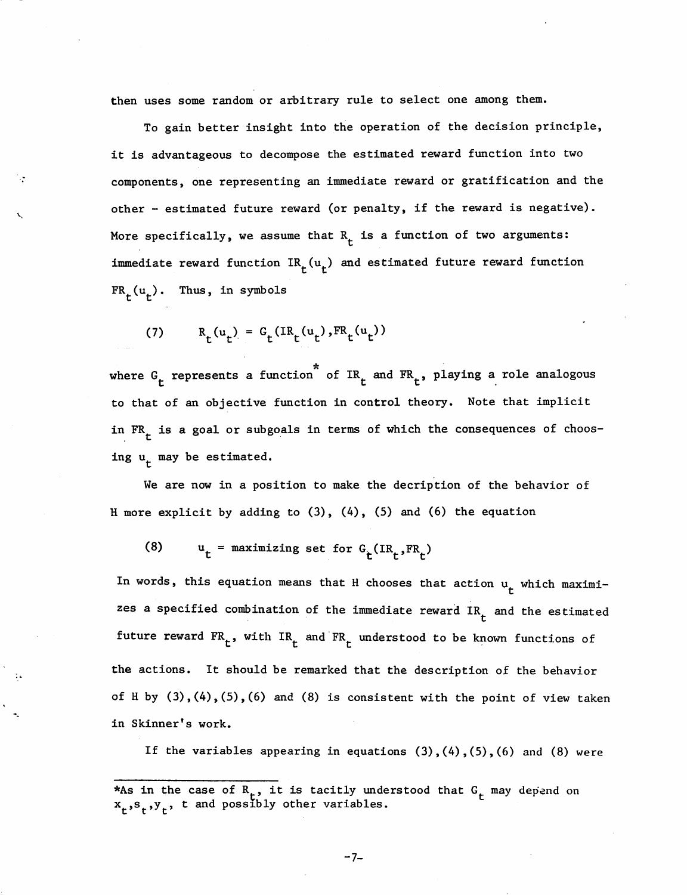then uses some random or arbitrary rule to select one among them.

To gain better insight into the operation of the decision principle, it is advantageous to decompose the estimated reward function into two components, one representing an immediate reward or gratification and the other - estimated future reward (or penalty, if the reward is negative). More specifically, we assume that $R_t$ is a function of two arguments: immediate reward function $IR_t(u_t)$ and estimated future reward function $FR_t(u_t)$. Thus, in symbols

$$(7) \qquad R_t(u_t) = G_t(IR_t(u_t), FR_t(u_t))$$

where $G_t$ represents a function* of $IR_t$ and $FR_t$, playing a role analogous to that of an objective function in control theory. Note that implicit in $FR_t$ is a goal or subgoals in terms of which the consequences of choosing $u_t$ may be estimated.

We are now in a position to make the decription of the behavior of H more explicit by adding to (3), (4), (5) and (6) the equation

$$(8) \qquad u_t = \text{maximizing set for } G_t(IR_t, FR_t)$$

In words, this equation means that H chooses that action $u_t$ which maximizes a specified combination of the immediate reward $IR_t$ and the estimated future reward $FR_t$, with $IR_t$ and $FR_t$ understood to be known functions of the actions. It should be remarked that the description of the behavior of H by (3), (4), (5), (6) and (8) is consistent with the point of view taken in Skinner's work.

If the variables appearing in equations (3), (4), (5), (6) and (8) were

---

*As in the case of $R_t$, it is tacitly understood that $G_t$ may depend on $x_t, s_t, y_t$, t and possibly other variables.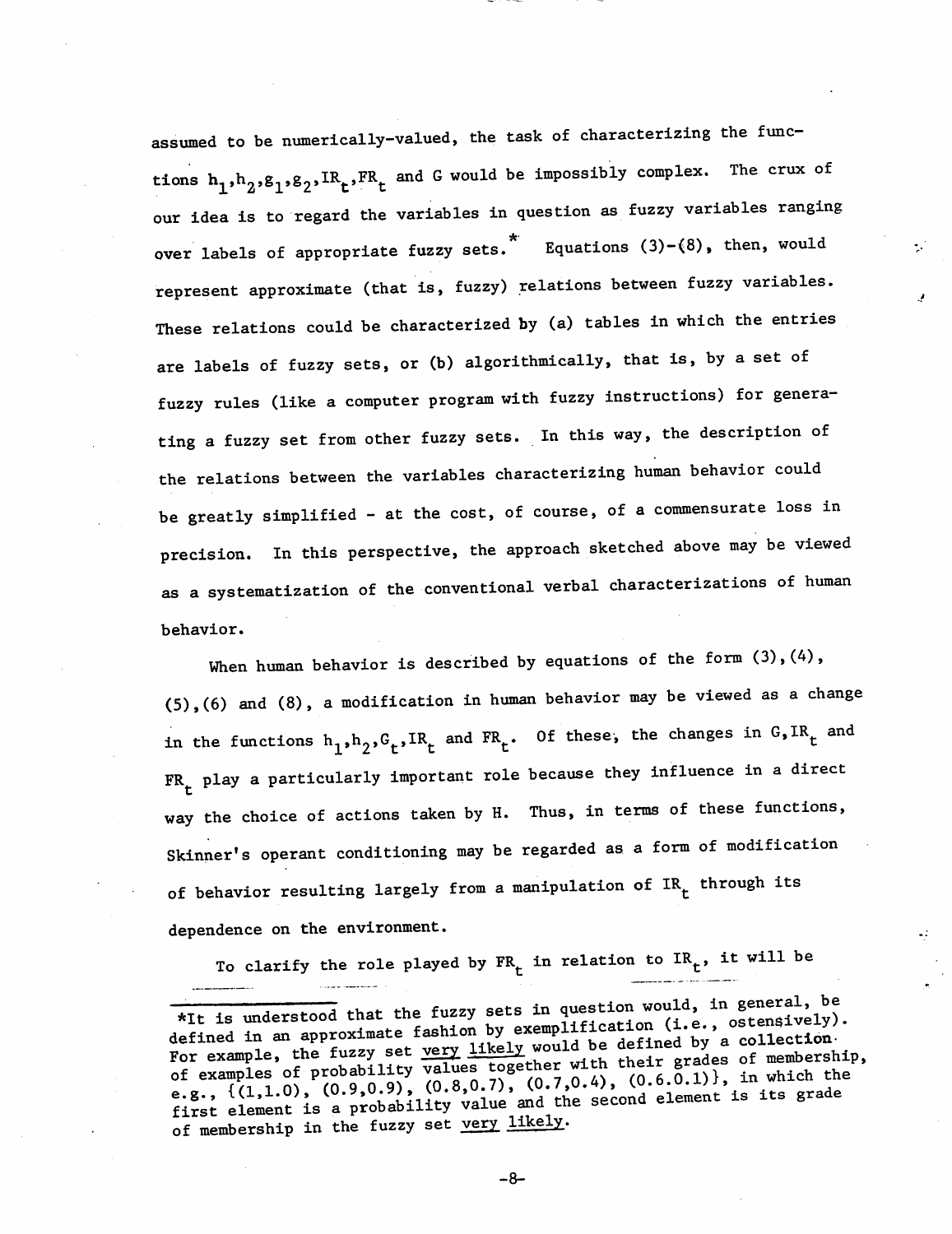assumed to be numerically-valued, the task of characterizing the functions $h_1, h_2, g_1, g_2, IR_t, FR_t$ and G would be impossibly complex. The crux of our idea is to regard the variables in question as fuzzy variables ranging over labels of appropriate fuzzy sets.* Equations (3)-(8), then, would represent approximate (that is, fuzzy) relations between fuzzy variables. These relations could be characterized by (a) tables in which the entries are labels of fuzzy sets, or (b) algorithmically, that is, by a set of fuzzy rules (like a computer program with fuzzy instructions) for generating a fuzzy set from other fuzzy sets. In this way, the description of the relations between the variables characterizing human behavior could be greatly simplified - at the cost, of course, of a commensurate loss in precision. In this perspective, the approach sketched above may be viewed as a systematization of the conventional verbal characterizations of human behavior.

When human behavior is described by equations of the form (3),(4),(5),(6) and (8), a modification in human behavior may be viewed as a change in the functions $h_1, h_2, G_t, IR_t$ and $FR_t$. Of these, the changes in $G, IR_t$ and $FR_t$ play a particularly important role because they influence in a direct way the choice of actions taken by H. Thus, in terms of these functions, Skinner's operant conditioning may be regarded as a form of modification of behavior resulting largely from a manipulation of $IR_t$ through its dependence on the environment.

To clarify the role played by $FR_t$ in relation to $IR_t$, it will be

*It is understood that the fuzzy sets in question would, in general, be defined in an approximate fashion by exemplification (i.e., ostensively). For example, the fuzzy set very likely would be defined by a collection of examples of probability values together with their grades of membership, e.g., {(1,1.0), (0.9,0.9), (0.8,0.7), (0.7,0.4), (0.6.0.1)}, in which the first element is a probability value and the second element is its grade of membership in the fuzzy set very likely.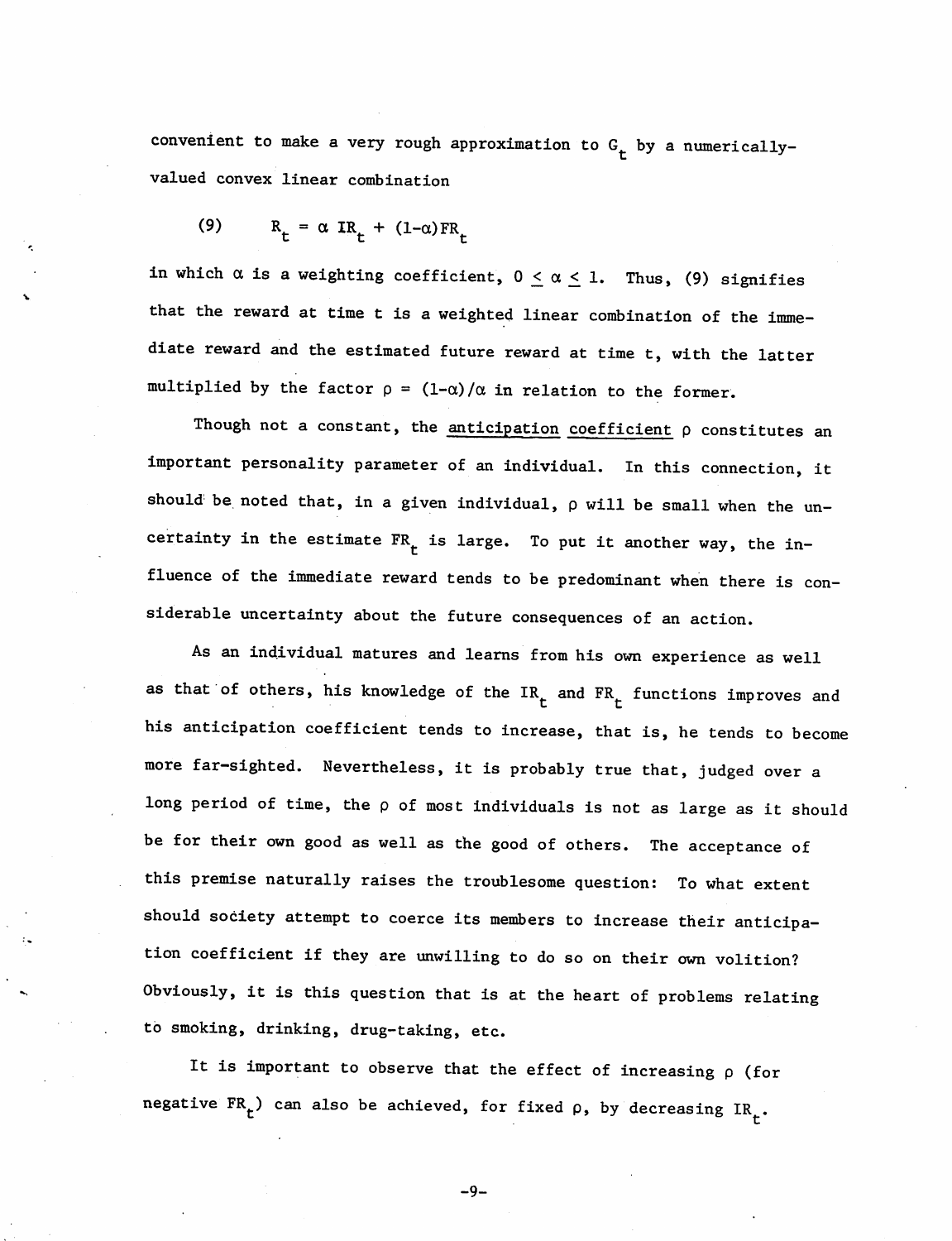convenient to make a very rough approximation to $G_t$ by a numerically-valued convex linear combination

$$(9) \qquad R_t = \alpha\, IR_t + (1-\alpha)FR_t$$

in which $\alpha$ is a weighting coefficient, $0 \leq \alpha \leq 1$. Thus, (9) signifies that the reward at time t is a weighted linear combination of the immediate reward and the estimated future reward at time t, with the latter multiplied by the factor $\rho = (1-\alpha)/\alpha$ in relation to the former.

Though not a constant, the <u>anticipation coefficient</u> $\rho$ constitutes an important personality parameter of an individual. In this connection, it should be noted that, in a given individual, $\rho$ will be small when the uncertainty in the estimate $FR_t$ is large. To put it another way, the influence of the immediate reward tends to be predominant when there is considerable uncertainty about the future consequences of an action.

As an individual matures and learns from his own experience as well as that of others, his knowledge of the $IR_t$ and $FR_t$ functions improves and his anticipation coefficient tends to increase, that is, he tends to become more far-sighted. Nevertheless, it is probably true that, judged over a long period of time, the $\rho$ of most individuals is not as large as it should be for their own good as well as the good of others. The acceptance of this premise naturally raises the troublesome question: To what extent should society attempt to coerce its members to increase their anticipation coefficient if they are unwilling to do so on their own volition? Obviously, it is this question that is at the heart of problems relating to smoking, drinking, drug-taking, etc.

It is important to observe that the effect of increasing $\rho$ (for negative $FR_t$) can also be achieved, for fixed $\rho$, by decreasing $IR_t$.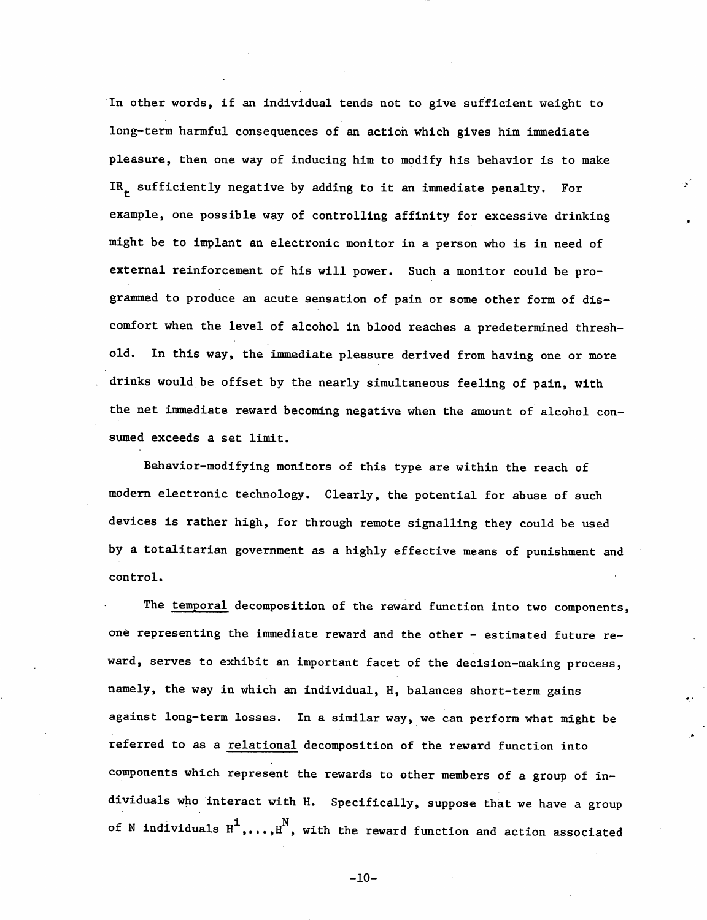In other words, if an individual tends not to give sufficient weight to long-term harmful consequences of an action which gives him immediate pleasure, then one way of inducing him to modify his behavior is to make $IR_t$ sufficiently negative by adding to it an immediate penalty. For example, one possible way of controlling affinity for excessive drinking might be to implant an electronic monitor in a person who is in need of external reinforcement of his will power. Such a monitor could be programmed to produce an acute sensation of pain or some other form of discomfort when the level of alcohol in blood reaches a predetermined threshold. In this way, the immediate pleasure derived from having one or more drinks would be offset by the nearly simultaneous feeling of pain, with the net immediate reward becoming negative when the amount of alcohol consumed exceeds a set limit.

Behavior-modifying monitors of this type are within the reach of modern electronic technology. Clearly, the potential for abuse of such devices is rather high, for through remote signalling they could be used by a totalitarian government as a highly effective means of punishment and control.

The _temporal_ decomposition of the reward function into two components, one representing the immediate reward and the other - estimated future reward, serves to exhibit an important facet of the decision-making process, namely, the way in which an individual, H, balances short-term gains against long-term losses. In a similar way, we can perform what might be referred to as a _relational_ decomposition of the reward function into components which represent the rewards to other members of a group of individuals who interact with H. Specifically, suppose that we have a group of N individuals $H^1,\ldots,H^N$, with the reward function and action associated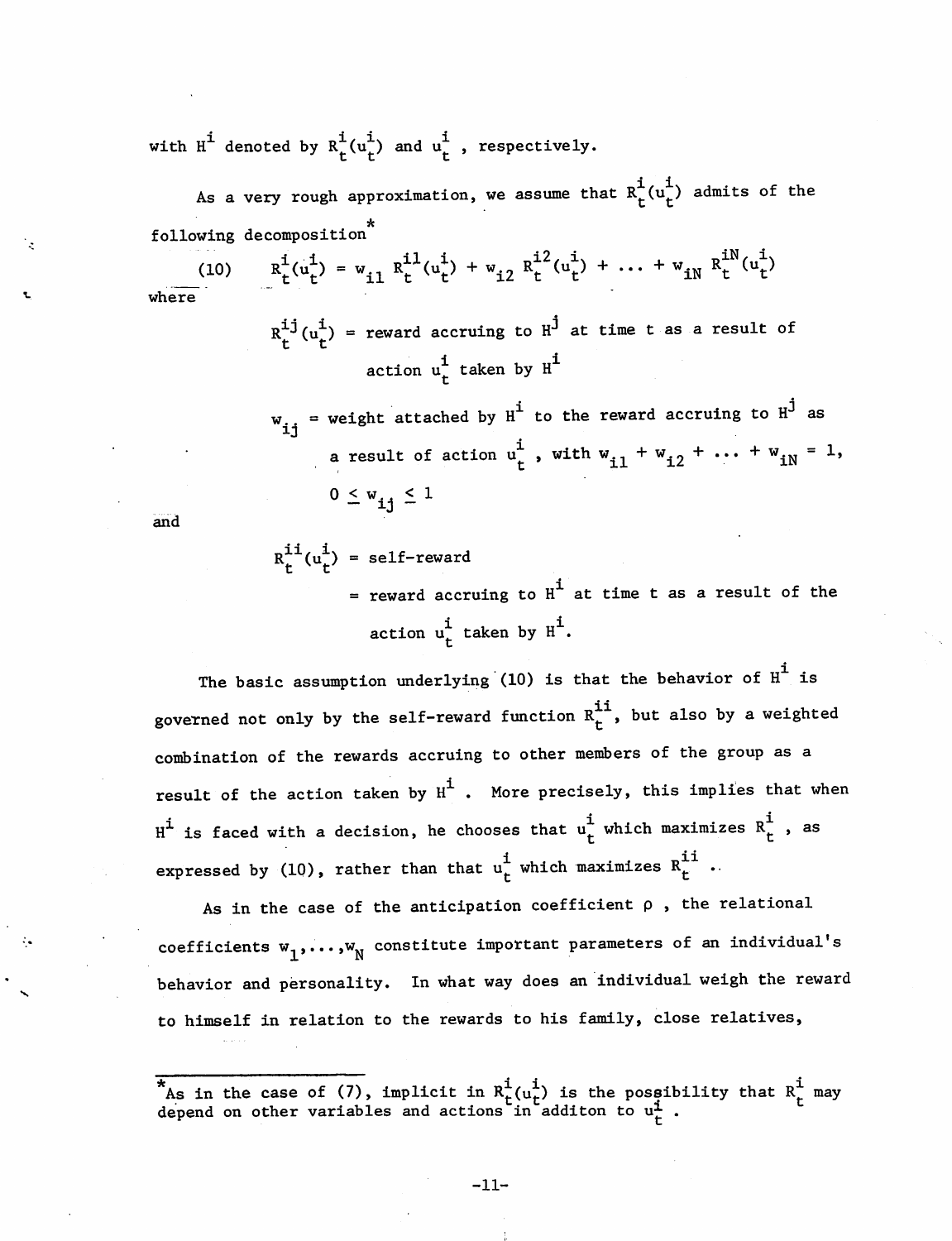with $H^i$ denoted by $R_t^i(u_t^i)$ and $u_t^i$ , respectively.

As a very rough approximation, we assume that $R_t^i(u_t^i)$ admits of the following decomposition*

$$(10) \qquad R_t^i(u_t^i) = w_{i1}\, R_t^{i1}(u_t^i) + w_{i2}\, R_t^{i2}(u_t^i) + \ldots + w_{iN}\, R_t^{iN}(u_t^i)$$

where

$R_t^{ij}(u_t^i)$ = reward accruing to $H^j$ at time t as a result of action $u_t^i$ taken by $H^i$

$w_{ij}$ = weight attached by $H^i$ to the reward accruing to $H^j$ as a result of action $u_t^i$ , with $w_{i1} + w_{i2} + \ldots + w_{iN} = 1$, $0 \leq w_{ij} \leq 1$

and

$R_t^{ii}(u_t^i)$ = self-reward
= reward accruing to $H^i$ at time t as a result of the action $u_t^i$ taken by $H^i$.

The basic assumption underlying (10) is that the behavior of $H^i$ is governed not only by the self-reward function $R_t^{ii}$, but also by a weighted combination of the rewards accruing to other members of the group as a result of the action taken by $H^i$ . More precisely, this implies that when $H^i$ is faced with a decision, he chooses that $u_t^i$ which maximizes $R_t^i$ , as expressed by (10), rather than that $u_t^i$ which maximizes $R_t^{ii}$ .

As in the case of the anticipation coefficient $\rho$ , the relational coefficients $w_1,\ldots,w_N$ constitute important parameters of an individual's behavior and personality. In what way does an individual weigh the reward to himself in relation to the rewards to his family, close relatives,

---

*As in the case of (7), implicit in $R_t^i(u_t^i)$ is the possibility that $R_t^i$ may depend on other variables and actions in additon to $u_t^i$ .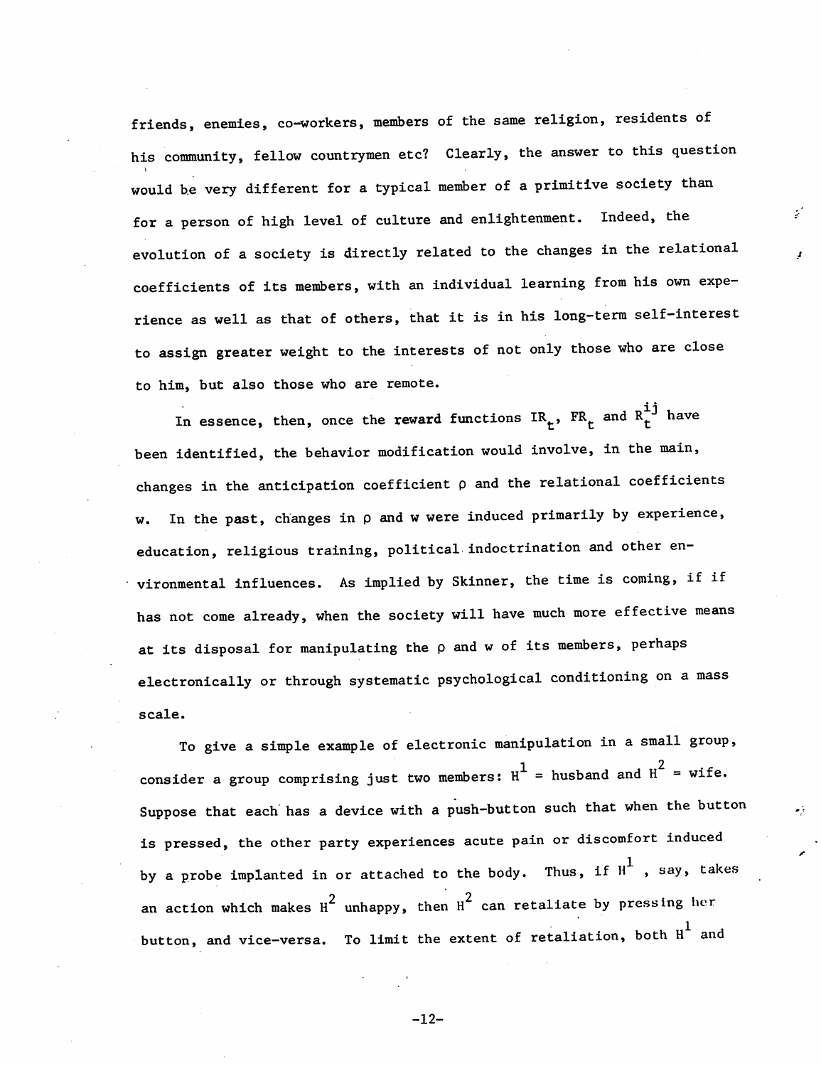friends, enemies, co-workers, members of the same religion, residents of his community, fellow countrymen etc? Clearly, the answer to this question would be very different for a typical member of a primitive society than for a person of high level of culture and enlightenment. Indeed, the evolution of a society is directly related to the changes in the relational coefficients of its members, with an individual learning from his own experience as well as that of others, that it is in his long-term self-interest to assign greater weight to the interests of not only those who are close to him, but also those who are remote.

In essence, then, once the reward functions $IR_t$, $FR_t$ and $R_t^{ij}$ have been identified, the behavior modification would involve, in the main, changes in the anticipation coefficient $\rho$ and the relational coefficients $w$. In the past, changes in $\rho$ and $w$ were induced primarily by experience, education, religious training, political indoctrination and other environmental influences. As implied by Skinner, the time is coming, if if has not come already, when the society will have much more effective means at its disposal for manipulating the $\rho$ and $w$ of its members, perhaps electronically or through systematic psychological conditioning on a mass scale.

To give a simple example of electronic manipulation in a small group, consider a group comprising just two members: $H^1$ = husband and $H^2$ = wife. Suppose that each has a device with a push-button such that when the button is pressed, the other party experiences acute pain or discomfort induced by a probe implanted in or attached to the body. Thus, if $H^1$, say, takes an action which makes $H^2$ unhappy, then $H^2$ can retaliate by pressing her button, and vice-versa. To limit the extent of retaliation, both $H^1$ and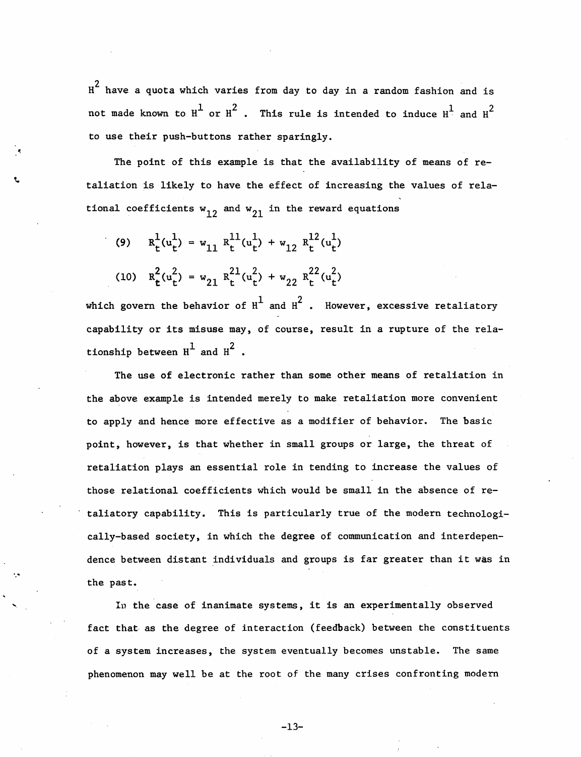$H^2$ have a quota which varies from day to day in a random fashion and is not made known to $H^1$ or $H^2$ . This rule is intended to induce $H^1$ and $H^2$ to use their push-buttons rather sparingly.

The point of this example is that the availability of means of retaliation is likely to have the effect of increasing the values of relational coefficients $w_{12}$ and $w_{21}$ in the reward equations

$$(9) \quad R_t^1(u_t^1) = w_{11} R_t^{11}(u_t^1) + w_{12} R_t^{12}(u_t^1)$$

$$(10) \quad R_t^2(u_t^2) = w_{21} R_t^{21}(u_t^2) + w_{22} R_t^{22}(u_t^2)$$

which govern the behavior of $H^1$ and $H^2$ . However, excessive retaliatory capability or its misuse may, of course, result in a rupture of the relationship between $H^1$ and $H^2$ .

The use of electronic rather than some other means of retaliation in the above example is intended merely to make retaliation more convenient to apply and hence more effective as a modifier of behavior. The basic point, however, is that whether in small groups or large, the threat of retaliation plays an essential role in tending to increase the values of those relational coefficients which would be small in the absence of retaliatory capability. This is particularly true of the modern technologically-based society, in which the degree of communication and interdependence between distant individuals and groups is far greater than it was in the past.

In the case of inanimate systems, it is an experimentally observed fact that as the degree of interaction (feedback) between the constituents of a system increases, the system eventually becomes unstable. The same phenomenon may well be at the root of the many crises confronting modern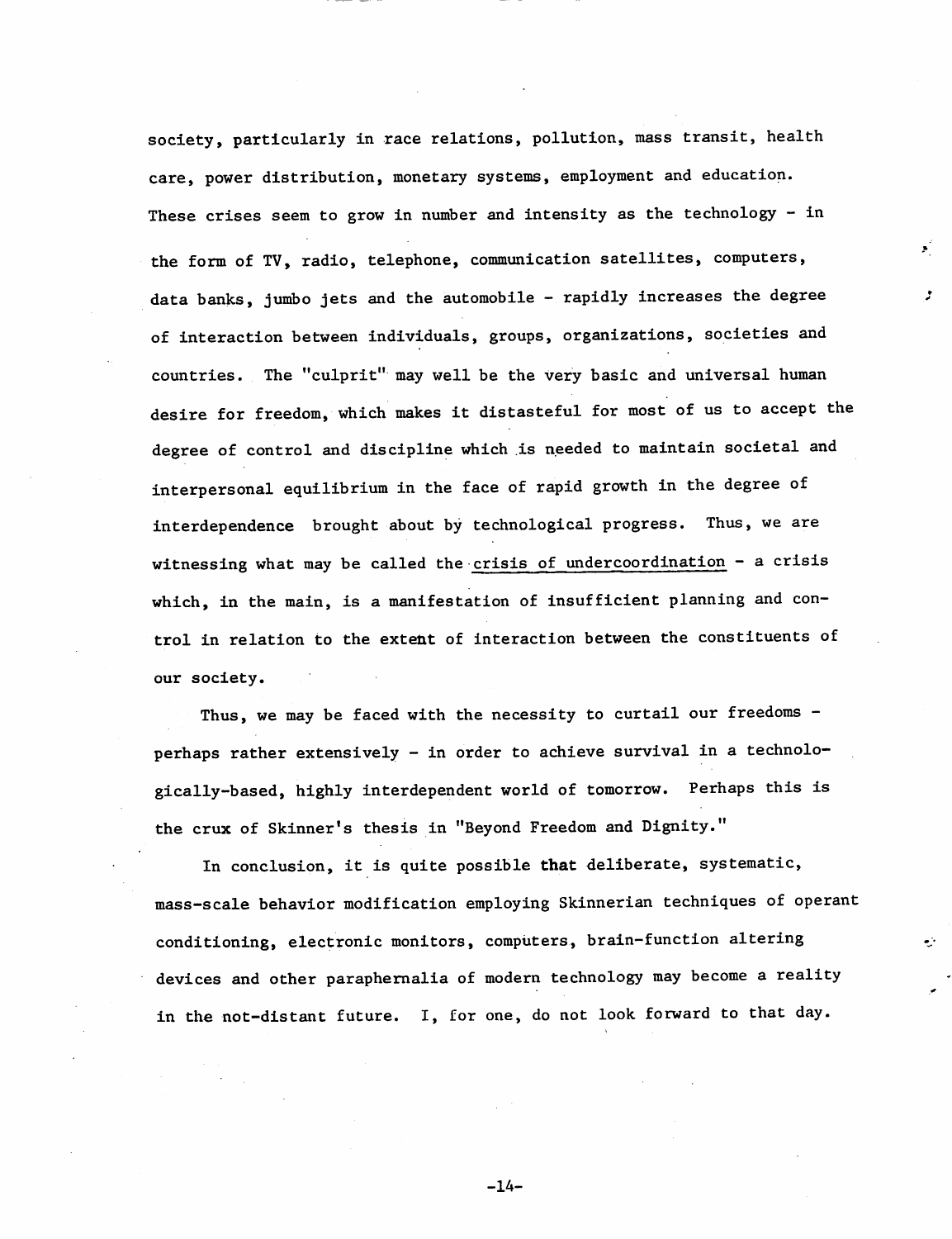society, particularly in race relations, pollution, mass transit, health care, power distribution, monetary systems, employment and education. These crises seem to grow in number and intensity as the technology - in the form of TV, radio, telephone, communication satellites, computers, data banks, jumbo jets and the automobile - rapidly increases the degree of interaction between individuals, groups, organizations, societies and countries. The "culprit" may well be the very basic and universal human desire for freedom, which makes it distasteful for most of us to accept the degree of control and discipline which is needed to maintain societal and interpersonal equilibrium in the face of rapid growth in the degree of interdependence brought about by technological progress. Thus, we are witnessing what may be called the <u>crisis of undercoordination</u> - a crisis which, in the main, is a manifestation of insufficient planning and control in relation to the extent of interaction between the constituents of our society.

Thus, we may be faced with the necessity to curtail our freedoms - perhaps rather extensively - in order to achieve survival in a technologically-based, highly interdependent world of tomorrow. Perhaps this is the crux of Skinner's thesis in "Beyond Freedom and Dignity."

In conclusion, it is quite possible that deliberate, systematic, mass-scale behavior modification employing Skinnerian techniques of operant conditioning, electronic monitors, computers, brain-function altering devices and other paraphernalia of modern technology may become a reality in the not-distant future. I, for one, do not look forward to that day.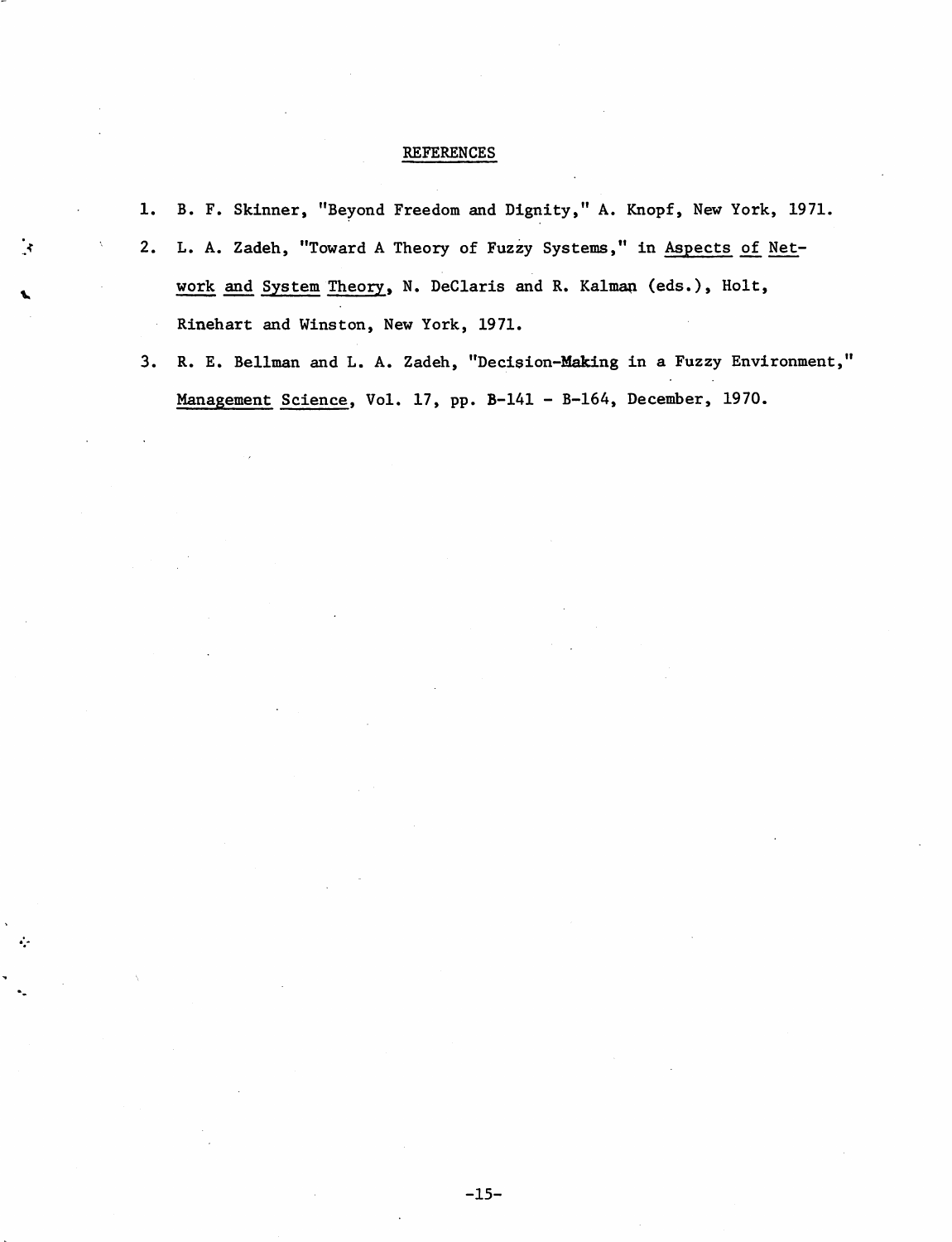## REFERENCES

1. B. F. Skinner, "Beyond Freedom and Dignity," A. Knopf, New York, 1971.
2. L. A. Zadeh, "Toward A Theory of Fuzzy Systems," in Aspects of Network and System Theory, N. DeClaris and R. Kalman (eds.), Holt, Rinehart and Winston, New York, 1971.
3. R. E. Bellman and L. A. Zadeh, "Decision-Making in a Fuzzy Environment," Management Science, Vol. 17, pp. B-141 - B-164, December, 1970.